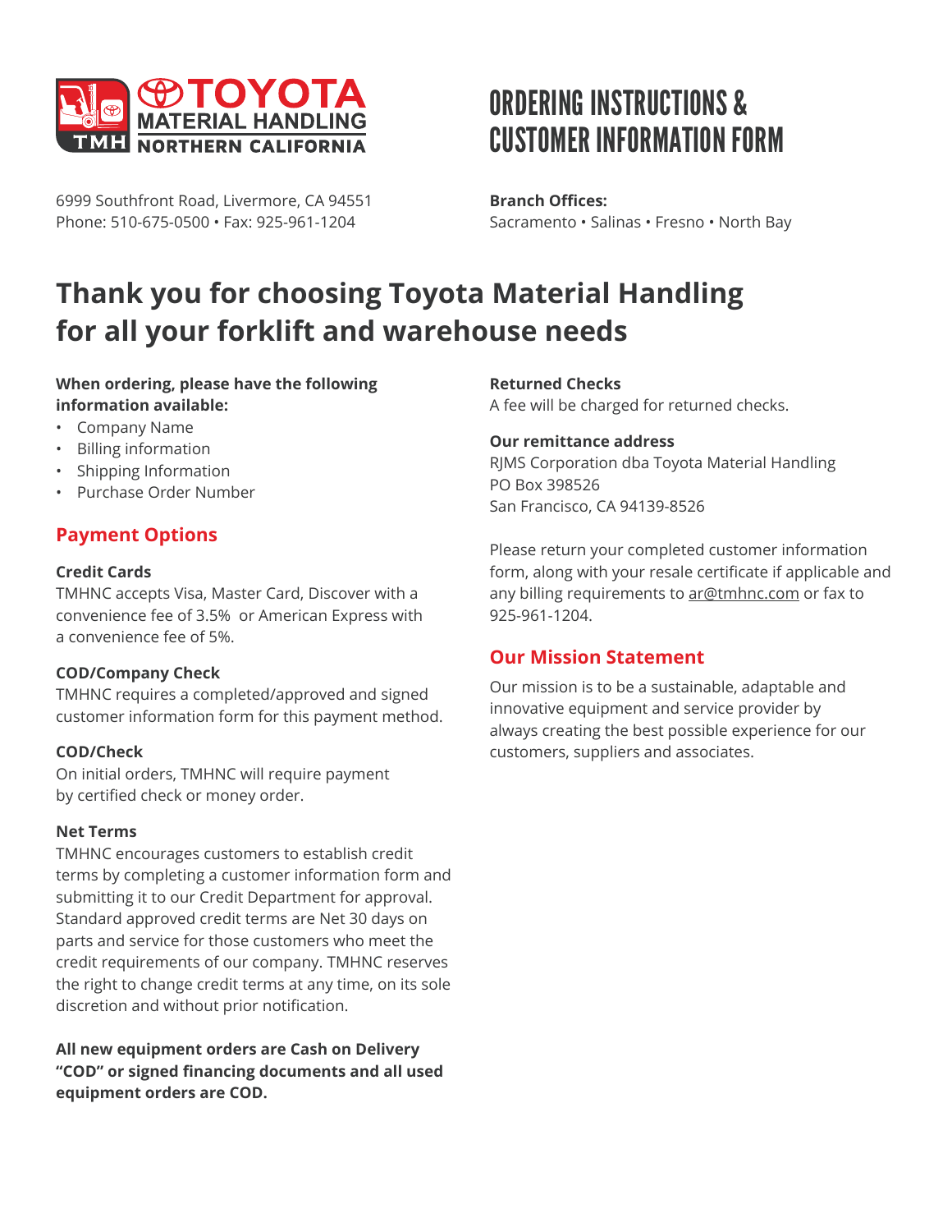TOYOTA MATERIAL HANDLING NORTHERN CALIFORNIA

# ORDERING INSTRUCTIONS & CUSTOMER INFORMATION FORM

6999 Southfront Road, Livermore, CA 94551
Phone: 510-675-0500 • Fax: 925-961-1204

**Branch Offices:**
Sacramento • Salinas • Fresno • North Bay

## Thank you for choosing Toyota Material Handling for all your forklift and warehouse needs

**When ordering, please have the following information available:**

- Company Name
- Billing information
- Shipping Information
- Purchase Order Number

### Payment Options

**Credit Cards**
TMHNC accepts Visa, Master Card, Discover with a convenience fee of 3.5% or American Express with a convenience fee of 5%.

**COD/Company Check**
TMHNC requires a completed/approved and signed customer information form for this payment method.

**COD/Check**
On initial orders, TMHNC will require payment by certified check or money order.

**Net Terms**
TMHNC encourages customers to establish credit terms by completing a customer information form and submitting it to our Credit Department for approval. Standard approved credit terms are Net 30 days on parts and service for those customers who meet the credit requirements of our company. TMHNC reserves the right to change credit terms at any time, on its sole discretion and without prior notification.

**All new equipment orders are Cash on Delivery "COD" or signed financing documents and all used equipment orders are COD.**

**Returned Checks**
A fee will be charged for returned checks.

**Our remittance address**
RJMS Corporation dba Toyota Material Handling
PO Box 398526
San Francisco, CA 94139-8526

Please return your completed customer information form, along with your resale certificate if applicable and any billing requirements to ar@tmhnc.com or fax to 925-961-1204.

### Our Mission Statement

Our mission is to be a sustainable, adaptable and innovative equipment and service provider by always creating the best possible experience for our customers, suppliers and associates.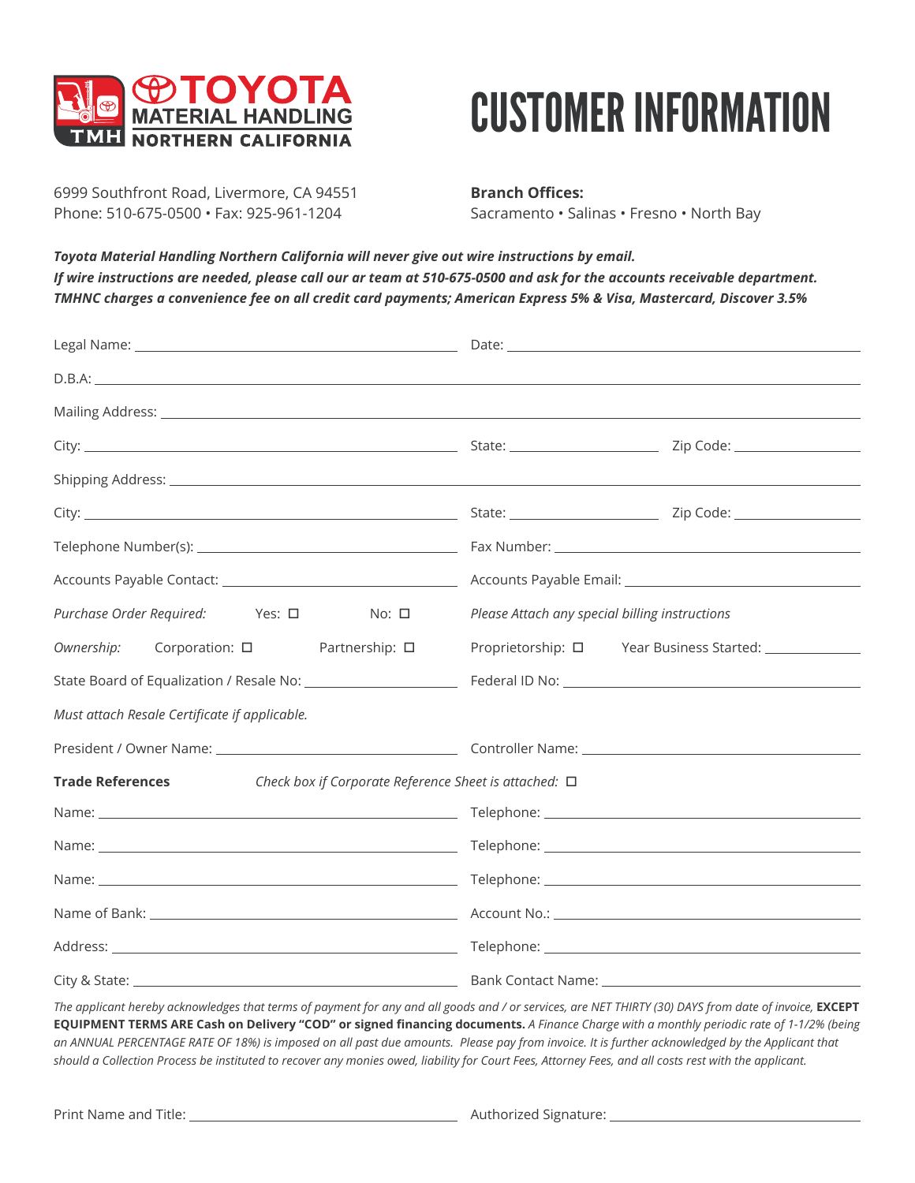TOYOTA MATERIAL HANDLING NORTHERN CALIFORNIA

# CUSTOMER INFORMATION

6999 Southfront Road, Livermore, CA 94551
Phone: 510-675-0500 • Fax: 925-961-1204

**Branch Offices:**
Sacramento • Salinas • Fresno • North Bay

***Toyota Material Handling Northern California will never give out wire instructions by email.***
***If wire instructions are needed, please call our ar team at 510-675-0500 and ask for the accounts receivable department.***
***TMHNC charges a convenience fee on all credit card payments; American Express 5% & Visa, Mastercard, Discover 3.5%***

Legal Name: ______________________ Date: ______________________

D.B.A: ______________________

Mailing Address: ______________________

City: ______________________ State: __________ Zip Code: __________

Shipping Address: ______________________

City: ______________________ State: __________ Zip Code: __________

Telephone Number(s): ______________________ Fax Number: ______________________

Accounts Payable Contact: ______________________ Accounts Payable Email: ______________________

*Purchase Order Required:* Yes: ☐ No: ☐ *Please Attach any special billing instructions*

*Ownership:* Corporation: ☐ Partnership: ☐ Proprietorship: ☐ Year Business Started: __________

State Board of Equalization / Resale No: __________ Federal ID No: ______________________

*Must attach Resale Certificate if applicable.*

President / Owner Name: ______________________ Controller Name: ______________________

**Trade References** *Check box if Corporate Reference Sheet is attached:* ☐

Name: ______________________ Telephone: ______________________

Name: ______________________ Telephone: ______________________

Name: ______________________ Telephone: ______________________

Name of Bank: ______________________ Account No.: ______________________

Address: ______________________ Telephone: ______________________

City & State: ______________________ Bank Contact Name: ______________________

*The applicant hereby acknowledges that terms of payment for any and all goods and / or services, are NET THIRTY (30) DAYS from date of invoice,* **EXCEPT EQUIPMENT TERMS ARE Cash on Delivery "COD" or signed financing documents.** *A Finance Charge with a monthly periodic rate of 1-1/2% (being an ANNUAL PERCENTAGE RATE OF 18%) is imposed on all past due amounts. Please pay from invoice. It is further acknowledged by the Applicant that should a Collection Process be instituted to recover any monies owed, liability for Court Fees, Attorney Fees, and all costs rest with the applicant.*

Print Name and Title: ______________________ Authorized Signature: ______________________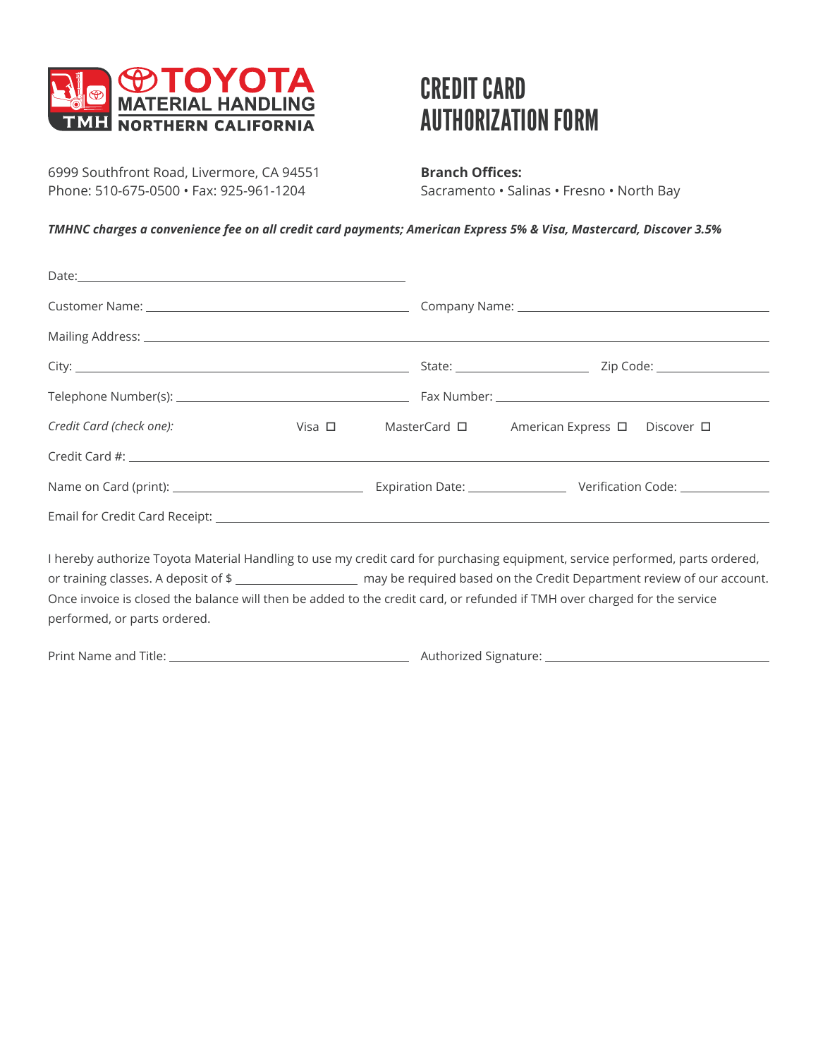TOYOTA MATERIAL HANDLING
NORTHERN CALIFORNIA
TMH

# CREDIT CARD AUTHORIZATION FORM

6999 Southfront Road, Livermore, CA 94551
Phone: 510-675-0500 • Fax: 925-961-1204

**Branch Offices:**
Sacramento • Salinas • Fresno • North Bay

***TMHNC charges a convenience fee on all credit card payments; American Express 5% & Visa, Mastercard, Discover 3.5%***

Date: ______________________________

Customer Name: ______________________________ Company Name: ______________________________

Mailing Address: ____________________________________________________________

City: ______________________________ State: ______________ Zip Code: ______________

Telephone Number(s): ______________________________ Fax Number: ______________________________

*Credit Card (check one):* Visa ☐ MasterCard ☐ American Express ☐ Discover ☐

Credit Card #: ____________________________________________________________

Name on Card (print): ____________________ Expiration Date: ____________ Verification Code: ____________

Email for Credit Card Receipt: ____________________________________________________________

I hereby authorize Toyota Material Handling to use my credit card for purchasing equipment, service performed, parts ordered, or training classes. A deposit of $ ______________ may be required based on the Credit Department review of our account. Once invoice is closed the balance will then be added to the credit card, or refunded if TMH over charged for the service performed, or parts ordered.

Print Name and Title: ______________________________ Authorized Signature: ______________________________